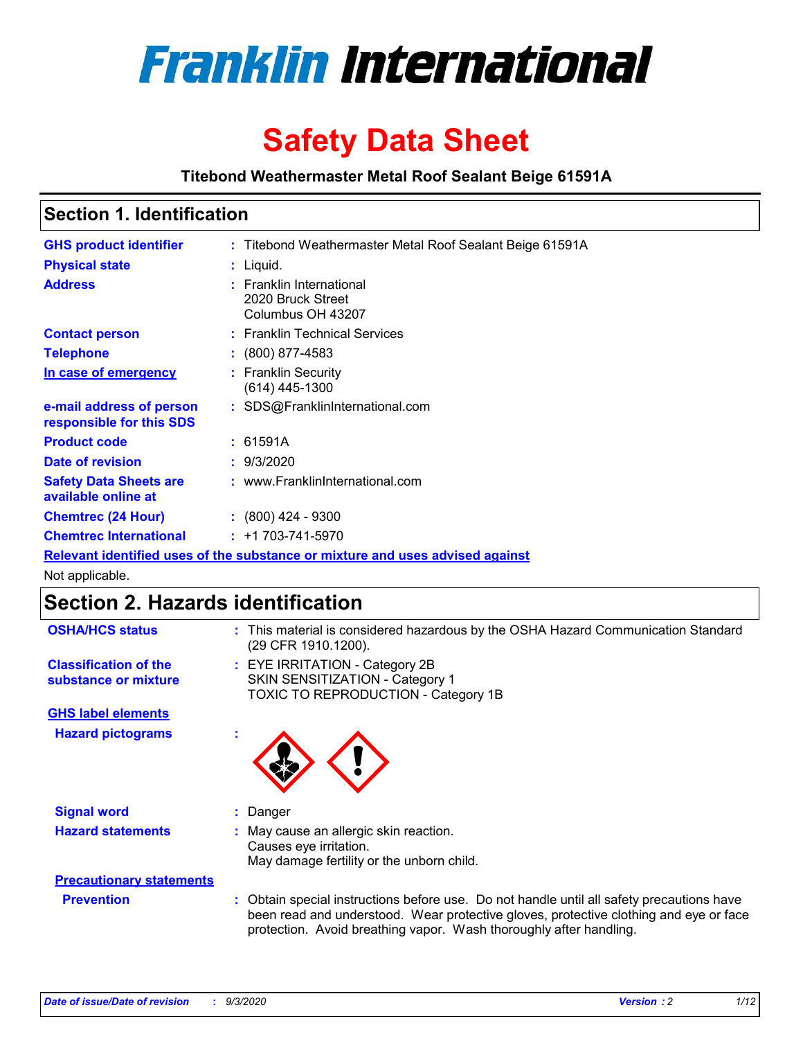# Franklin International

# Safety Data Sheet

**Titebond Weathermaster Metal Roof Sealant Beige 61591A**

## Section 1. Identification

| | | |
|---|---|---|
| **GHS product identifier** | : | Titebond Weathermaster Metal Roof Sealant Beige 61591A |
| **Physical state** | : | Liquid. |
| **Address** | : | Franklin International<br>2020 Bruck Street<br>Columbus OH 43207 |
| **Contact person** | : | Franklin Technical Services |
| **Telephone** | : | (800) 877-4583 |
| **In case of emergency** | : | Franklin Security<br>(614) 445-1300 |
| **e-mail address of person responsible for this SDS** | : | SDS@FranklinInternational.com |
| **Product code** | : | 61591A |
| **Date of revision** | : | 9/3/2020 |
| **Safety Data Sheets are available online at** | : | www.FranklinInternational.com |
| **Chemtrec (24 Hour)** | : | (800) 424 - 9300 |
| **Chemtrec International** | : | +1 703-741-5970 |

**Relevant identified uses of the substance or mixture and uses advised against**

Not applicable.

## Section 2. Hazards identification

| | | |
|---|---|---|
| **OSHA/HCS status** | : | This material is considered hazardous by the OSHA Hazard Communication Standard (29 CFR 1910.1200). |
| **Classification of the substance or mixture** | : | EYE IRRITATION - Category 2B<br>SKIN SENSITIZATION - Category 1<br>TOXIC TO REPRODUCTION - Category 1B |

**GHS label elements**

**Hazard pictograms** :

| | | |
|---|---|---|
| **Signal word** | : | Danger |
| **Hazard statements** | : | May cause an allergic skin reaction.<br>Causes eye irritation.<br>May damage fertility or the unborn child. |

**Precautionary statements**

| | | |
|---|---|---|
| **Prevention** | : | Obtain special instructions before use. Do not handle until all safety precautions have been read and understood. Wear protective gloves, protective clothing and eye or face protection. Avoid breathing vapor. Wash thoroughly after handling. |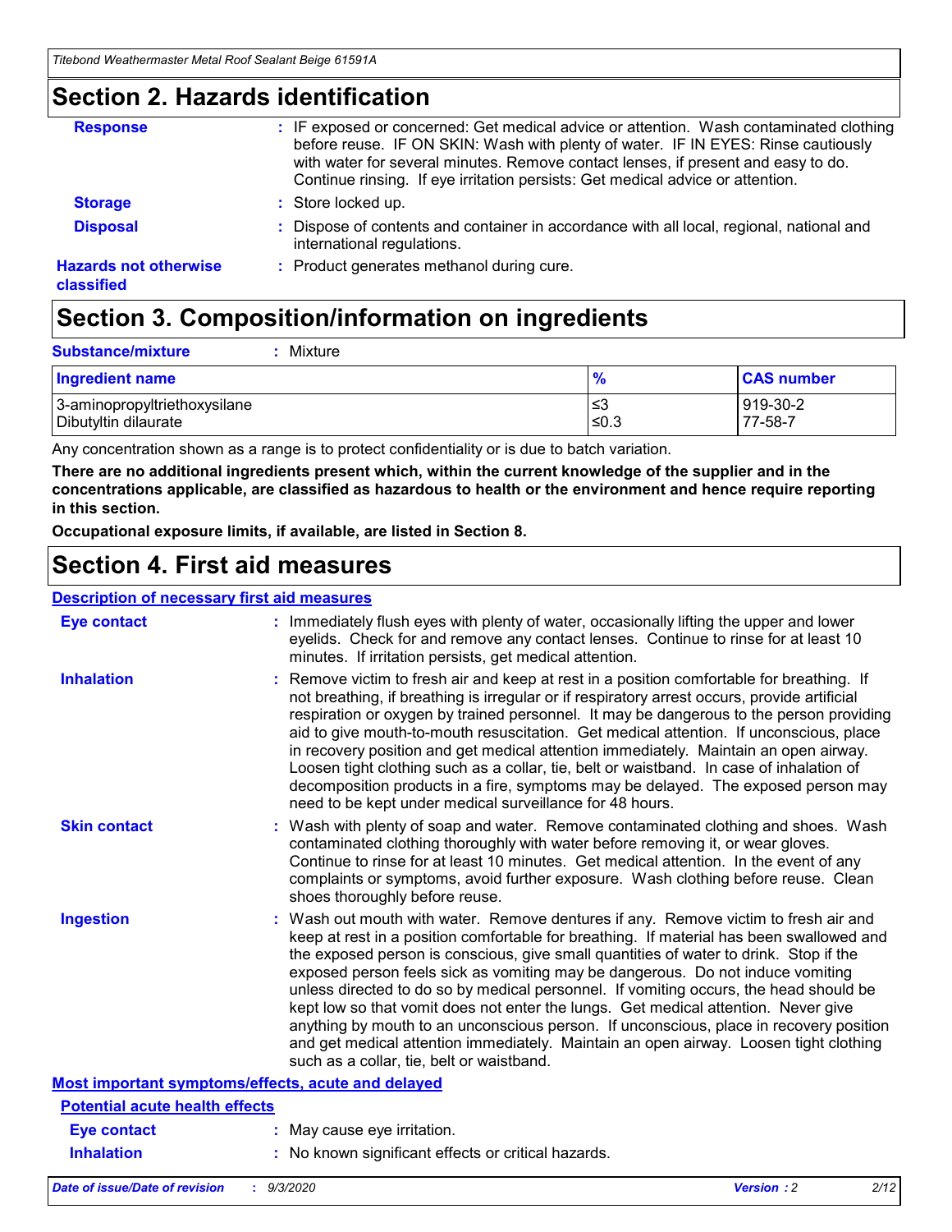## Section 2. Hazards identification

| | |
|---|---|
| **Response** | : IF exposed or concerned: Get medical advice or attention. Wash contaminated clothing before reuse. IF ON SKIN: Wash with plenty of water. IF IN EYES: Rinse cautiously with water for several minutes. Remove contact lenses, if present and easy to do. Continue rinsing. If eye irritation persists: Get medical advice or attention. |
| **Storage** | : Store locked up. |
| **Disposal** | : Dispose of contents and container in accordance with all local, regional, national and international regulations. |
| **Hazards not otherwise classified** | : Product generates methanol during cure. |

## Section 3. Composition/information on ingredients

**Substance/mixture** : Mixture

| Ingredient name | % | CAS number |
|---|---|---|
| 3-aminopropyltriethoxysilane | ≤3 | 919-30-2 |
| Dibutyltin dilaurate | ≤0.3 | 77-58-7 |

Any concentration shown as a range is to protect confidentiality or is due to batch variation.

**There are no additional ingredients present which, within the current knowledge of the supplier and in the concentrations applicable, are classified as hazardous to health or the environment and hence require reporting in this section.**

**Occupational exposure limits, if available, are listed in Section 8.**

## Section 4. First aid measures

### Description of necessary first aid measures

| | |
|---|---|
| **Eye contact** | : Immediately flush eyes with plenty of water, occasionally lifting the upper and lower eyelids. Check for and remove any contact lenses. Continue to rinse for at least 10 minutes. If irritation persists, get medical attention. |
| **Inhalation** | : Remove victim to fresh air and keep at rest in a position comfortable for breathing. If not breathing, if breathing is irregular or if respiratory arrest occurs, provide artificial respiration or oxygen by trained personnel. It may be dangerous to the person providing aid to give mouth-to-mouth resuscitation. Get medical attention. If unconscious, place in recovery position and get medical attention immediately. Maintain an open airway. Loosen tight clothing such as a collar, tie, belt or waistband. In case of inhalation of decomposition products in a fire, symptoms may be delayed. The exposed person may need to be kept under medical surveillance for 48 hours. |
| **Skin contact** | : Wash with plenty of soap and water. Remove contaminated clothing and shoes. Wash contaminated clothing thoroughly with water before removing it, or wear gloves. Continue to rinse for at least 10 minutes. Get medical attention. In the event of any complaints or symptoms, avoid further exposure. Wash clothing before reuse. Clean shoes thoroughly before reuse. |
| **Ingestion** | : Wash out mouth with water. Remove dentures if any. Remove victim to fresh air and keep at rest in a position comfortable for breathing. If material has been swallowed and the exposed person is conscious, give small quantities of water to drink. Stop if the exposed person feels sick as vomiting may be dangerous. Do not induce vomiting unless directed to do so by medical personnel. If vomiting occurs, the head should be kept low so that vomit does not enter the lungs. Get medical attention. Never give anything by mouth to an unconscious person. If unconscious, place in recovery position and get medical attention immediately. Maintain an open airway. Loosen tight clothing such as a collar, tie, belt or waistband. |

### Most important symptoms/effects, acute and delayed

#### Potential acute health effects

| | |
|---|---|
| **Eye contact** | : May cause eye irritation. |
| **Inhalation** | : No known significant effects or critical hazards. |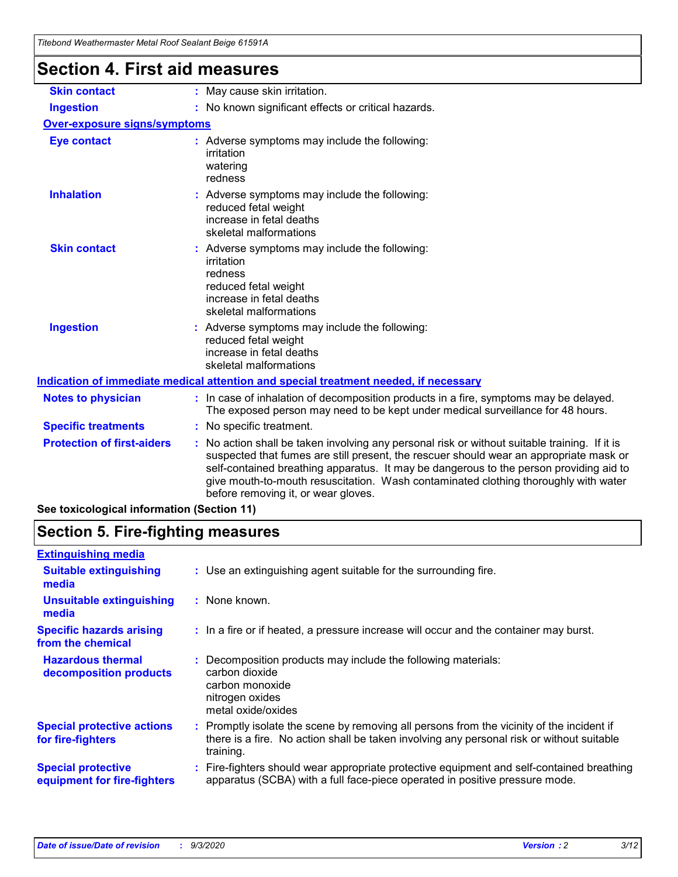# Section 4. First aid measures

| | |
|---|---|
| **Skin contact** | : May cause skin irritation. |
| **Ingestion** | : No known significant effects or critical hazards. |

**Over-exposure signs/symptoms**

| | |
|---|---|
| **Eye contact** | : Adverse symptoms may include the following:<br>irritation<br>watering<br>redness |
| **Inhalation** | : Adverse symptoms may include the following:<br>reduced fetal weight<br>increase in fetal deaths<br>skeletal malformations |
| **Skin contact** | : Adverse symptoms may include the following:<br>irritation<br>redness<br>reduced fetal weight<br>increase in fetal deaths<br>skeletal malformations |
| **Ingestion** | : Adverse symptoms may include the following:<br>reduced fetal weight<br>increase in fetal deaths<br>skeletal malformations |

**Indication of immediate medical attention and special treatment needed, if necessary**

| | |
|---|---|
| **Notes to physician** | : In case of inhalation of decomposition products in a fire, symptoms may be delayed. The exposed person may need to be kept under medical surveillance for 48 hours. |
| **Specific treatments** | : No specific treatment. |
| **Protection of first-aiders** | : No action shall be taken involving any personal risk or without suitable training. If it is suspected that fumes are still present, the rescuer should wear an appropriate mask or self-contained breathing apparatus. It may be dangerous to the person providing aid to give mouth-to-mouth resuscitation. Wash contaminated clothing thoroughly with water before removing it, or wear gloves. |

**See toxicological information (Section 11)**

# Section 5. Fire-fighting measures

**Extinguishing media**

| | |
|---|---|
| **Suitable extinguishing media** | : Use an extinguishing agent suitable for the surrounding fire. |
| **Unsuitable extinguishing media** | : None known. |
| **Specific hazards arising from the chemical** | : In a fire or if heated, a pressure increase will occur and the container may burst. |
| **Hazardous thermal decomposition products** | : Decomposition products may include the following materials:<br>carbon dioxide<br>carbon monoxide<br>nitrogen oxides<br>metal oxide/oxides |
| **Special protective actions for fire-fighters** | : Promptly isolate the scene by removing all persons from the vicinity of the incident if there is a fire. No action shall be taken involving any personal risk or without suitable training. |
| **Special protective equipment for fire-fighters** | : Fire-fighters should wear appropriate protective equipment and self-contained breathing apparatus (SCBA) with a full face-piece operated in positive pressure mode. |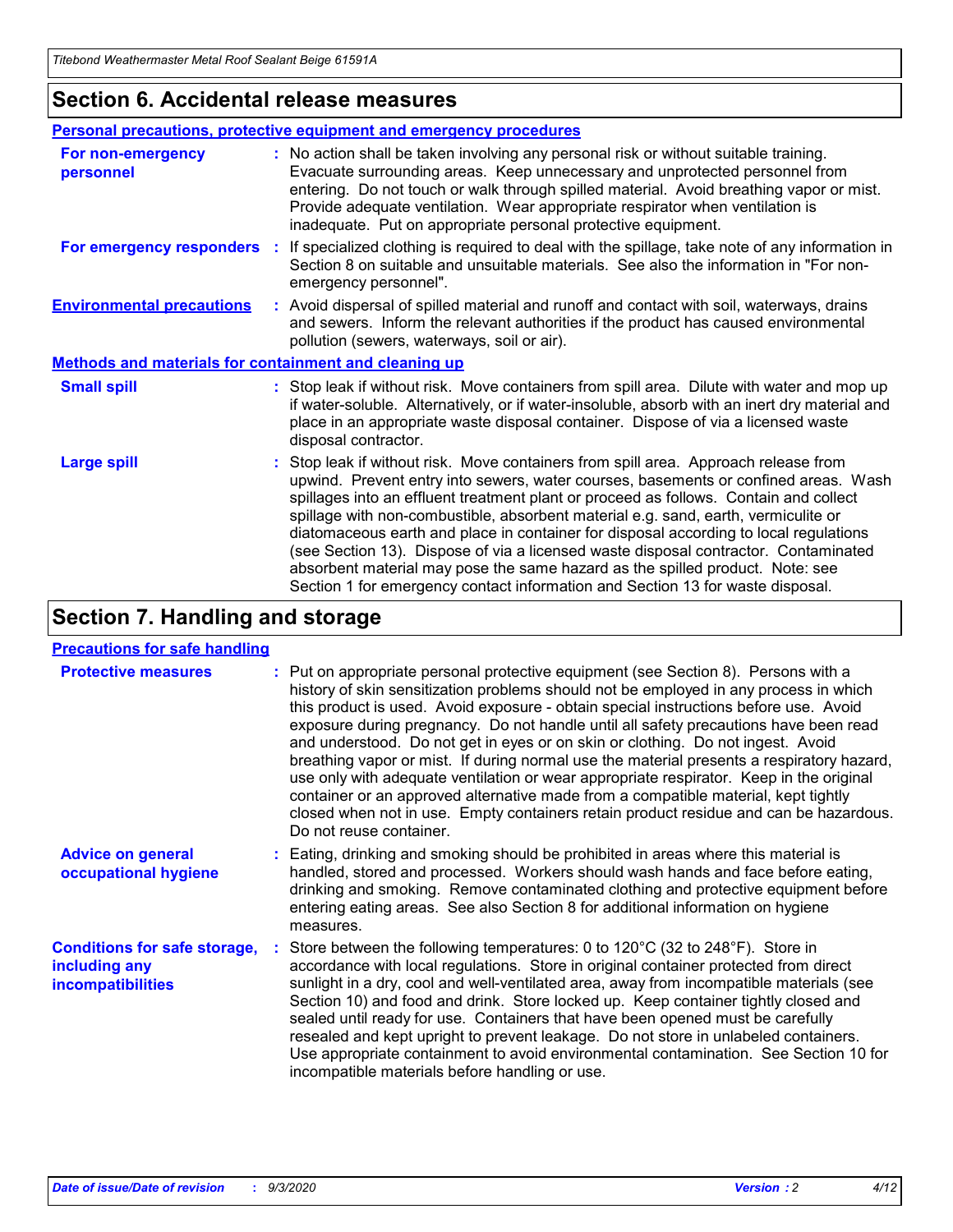## Section 6. Accidental release measures

### Personal precautions, protective equipment and emergency procedures

**For non-emergency personnel** : No action shall be taken involving any personal risk or without suitable training. Evacuate surrounding areas. Keep unnecessary and unprotected personnel from entering. Do not touch or walk through spilled material. Avoid breathing vapor or mist. Provide adequate ventilation. Wear appropriate respirator when ventilation is inadequate. Put on appropriate personal protective equipment.

**For emergency responders** : If specialized clothing is required to deal with the spillage, take note of any information in Section 8 on suitable and unsuitable materials. See also the information in "For non-emergency personnel".

**Environmental precautions** : Avoid dispersal of spilled material and runoff and contact with soil, waterways, drains and sewers. Inform the relevant authorities if the product has caused environmental pollution (sewers, waterways, soil or air).

### Methods and materials for containment and cleaning up

**Small spill** : Stop leak if without risk. Move containers from spill area. Dilute with water and mop up if water-soluble. Alternatively, or if water-insoluble, absorb with an inert dry material and place in an appropriate waste disposal container. Dispose of via a licensed waste disposal contractor.

**Large spill** : Stop leak if without risk. Move containers from spill area. Approach release from upwind. Prevent entry into sewers, water courses, basements or confined areas. Wash spillages into an effluent treatment plant or proceed as follows. Contain and collect spillage with non-combustible, absorbent material e.g. sand, earth, vermiculite or diatomaceous earth and place in container for disposal according to local regulations (see Section 13). Dispose of via a licensed waste disposal contractor. Contaminated absorbent material may pose the same hazard as the spilled product. Note: see Section 1 for emergency contact information and Section 13 for waste disposal.

## Section 7. Handling and storage

### Precautions for safe handling

**Protective measures** : Put on appropriate personal protective equipment (see Section 8). Persons with a history of skin sensitization problems should not be employed in any process in which this product is used. Avoid exposure - obtain special instructions before use. Avoid exposure during pregnancy. Do not handle until all safety precautions have been read and understood. Do not get in eyes or on skin or clothing. Do not ingest. Avoid breathing vapor or mist. If during normal use the material presents a respiratory hazard, use only with adequate ventilation or wear appropriate respirator. Keep in the original container or an approved alternative made from a compatible material, kept tightly closed when not in use. Empty containers retain product residue and can be hazardous. Do not reuse container.

**Advice on general occupational hygiene** : Eating, drinking and smoking should be prohibited in areas where this material is handled, stored and processed. Workers should wash hands and face before eating, drinking and smoking. Remove contaminated clothing and protective equipment before entering eating areas. See also Section 8 for additional information on hygiene measures.

**Conditions for safe storage, including any incompatibilities** : Store between the following temperatures: 0 to 120°C (32 to 248°F). Store in accordance with local regulations. Store in original container protected from direct sunlight in a dry, cool and well-ventilated area, away from incompatible materials (see Section 10) and food and drink. Store locked up. Keep container tightly closed and sealed until ready for use. Containers that have been opened must be carefully resealed and kept upright to prevent leakage. Do not store in unlabeled containers. Use appropriate containment to avoid environmental contamination. See Section 10 for incompatible materials before handling or use.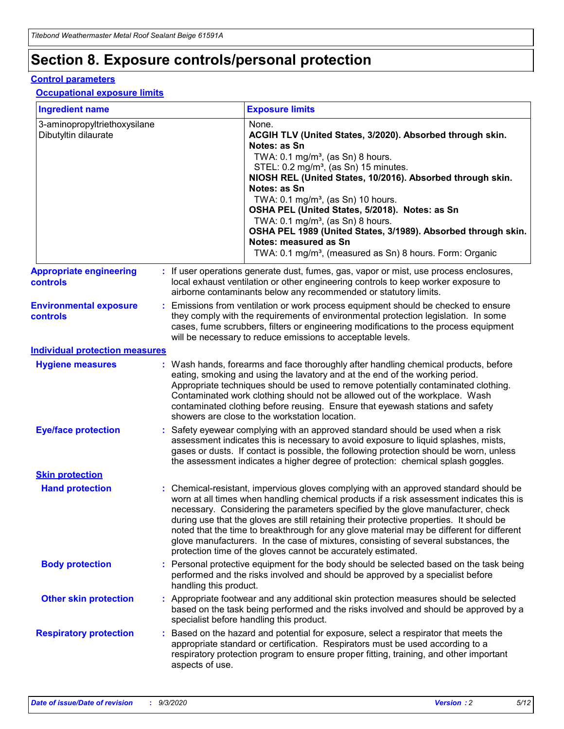# Section 8. Exposure controls/personal protection

## Control parameters

### Occupational exposure limits

| Ingredient name | Exposure limits |
| --- | --- |
| 3-aminopropyltriethoxysilane | None. |
| Dibutyltin dilaurate | **ACGIH TLV (United States, 3/2020). Absorbed through skin. Notes: as Sn**<br>TWA: 0.1 mg/m³, (as Sn) 8 hours.<br>STEL: 0.2 mg/m³, (as Sn) 15 minutes.<br>**NIOSH REL (United States, 10/2016). Absorbed through skin. Notes: as Sn**<br>TWA: 0.1 mg/m³, (as Sn) 10 hours.<br>**OSHA PEL (United States, 5/2018). Notes: as Sn**<br>TWA: 0.1 mg/m³, (as Sn) 8 hours.<br>**OSHA PEL 1989 (United States, 3/1989). Absorbed through skin. Notes: measured as Sn**<br>TWA: 0.1 mg/m³, (measured as Sn) 8 hours. Form: Organic |

**Appropriate engineering controls** : If user operations generate dust, fumes, gas, vapor or mist, use process enclosures, local exhaust ventilation or other engineering controls to keep worker exposure to airborne contaminants below any recommended or statutory limits.

**Environmental exposure controls** : Emissions from ventilation or work process equipment should be checked to ensure they comply with the requirements of environmental protection legislation. In some cases, fume scrubbers, filters or engineering modifications to the process equipment will be necessary to reduce emissions to acceptable levels.

## Individual protection measures

**Hygiene measures** : Wash hands, forearms and face thoroughly after handling chemical products, before eating, smoking and using the lavatory and at the end of the working period. Appropriate techniques should be used to remove potentially contaminated clothing. Contaminated work clothing should not be allowed out of the workplace. Wash contaminated clothing before reusing. Ensure that eyewash stations and safety showers are close to the workstation location.

**Eye/face protection** : Safety eyewear complying with an approved standard should be used when a risk assessment indicates this is necessary to avoid exposure to liquid splashes, mists, gases or dusts. If contact is possible, the following protection should be worn, unless the assessment indicates a higher degree of protection: chemical splash goggles.

### Skin protection

**Hand protection** : Chemical-resistant, impervious gloves complying with an approved standard should be worn at all times when handling chemical products if a risk assessment indicates this is necessary. Considering the parameters specified by the glove manufacturer, check during use that the gloves are still retaining their protective properties. It should be noted that the time to breakthrough for any glove material may be different for different glove manufacturers. In the case of mixtures, consisting of several substances, the protection time of the gloves cannot be accurately estimated.

**Body protection** : Personal protective equipment for the body should be selected based on the task being performed and the risks involved and should be approved by a specialist before handling this product.

**Other skin protection** : Appropriate footwear and any additional skin protection measures should be selected based on the task being performed and the risks involved and should be approved by a specialist before handling this product.

**Respiratory protection** : Based on the hazard and potential for exposure, select a respirator that meets the appropriate standard or certification. Respirators must be used according to a respiratory protection program to ensure proper fitting, training, and other important aspects of use.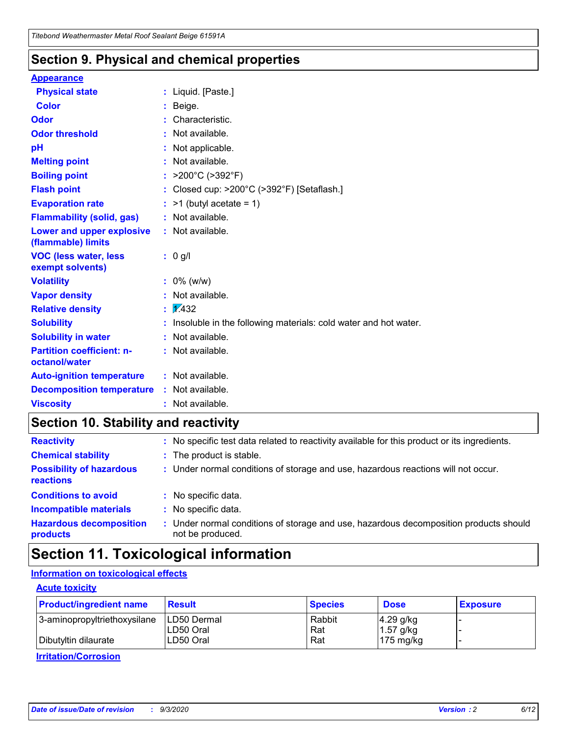## Section 9. Physical and chemical properties

### Appearance

| | |
|---|---|
| **Physical state** | : Liquid. [Paste.] |
| **Color** | : Beige. |
| **Odor** | : Characteristic. |
| **Odor threshold** | : Not available. |
| **pH** | : Not applicable. |
| **Melting point** | : Not available. |
| **Boiling point** | : >200°C (>392°F) |
| **Flash point** | : Closed cup: >200°C (>392°F) [Setaflash.] |
| **Evaporation rate** | : >1 (butyl acetate = 1) |
| **Flammability (solid, gas)** | : Not available. |
| **Lower and upper explosive (flammable) limits** | : Not available. |
| **VOC (less water, less exempt solvents)** | : 0 g/l |
| **Volatility** | : 0% (w/w) |
| **Vapor density** | : Not available. |
| **Relative density** | : 1.432 |
| **Solubility** | : Insoluble in the following materials: cold water and hot water. |
| **Solubility in water** | : Not available. |
| **Partition coefficient: n-octanol/water** | : Not available. |
| **Auto-ignition temperature** | : Not available. |
| **Decomposition temperature** | : Not available. |
| **Viscosity** | : Not available. |

## Section 10. Stability and reactivity

| | |
|---|---|
| **Reactivity** | : No specific test data related to reactivity available for this product or its ingredients. |
| **Chemical stability** | : The product is stable. |
| **Possibility of hazardous reactions** | : Under normal conditions of storage and use, hazardous reactions will not occur. |
| **Conditions to avoid** | : No specific data. |
| **Incompatible materials** | : No specific data. |
| **Hazardous decomposition products** | : Under normal conditions of storage and use, hazardous decomposition products should not be produced. |

## Section 11. Toxicological information

### Information on toxicological effects

#### Acute toxicity

| Product/ingredient name | Result | Species | Dose | Exposure |
|---|---|---|---|---|
| 3-aminopropyltriethoxysilane | LD50 Dermal | Rabbit | 4.29 g/kg | - |
| | LD50 Oral | Rat | 1.57 g/kg | - |
| Dibutyltin dilaurate | LD50 Oral | Rat | 175 mg/kg | - |

#### Irritation/Corrosion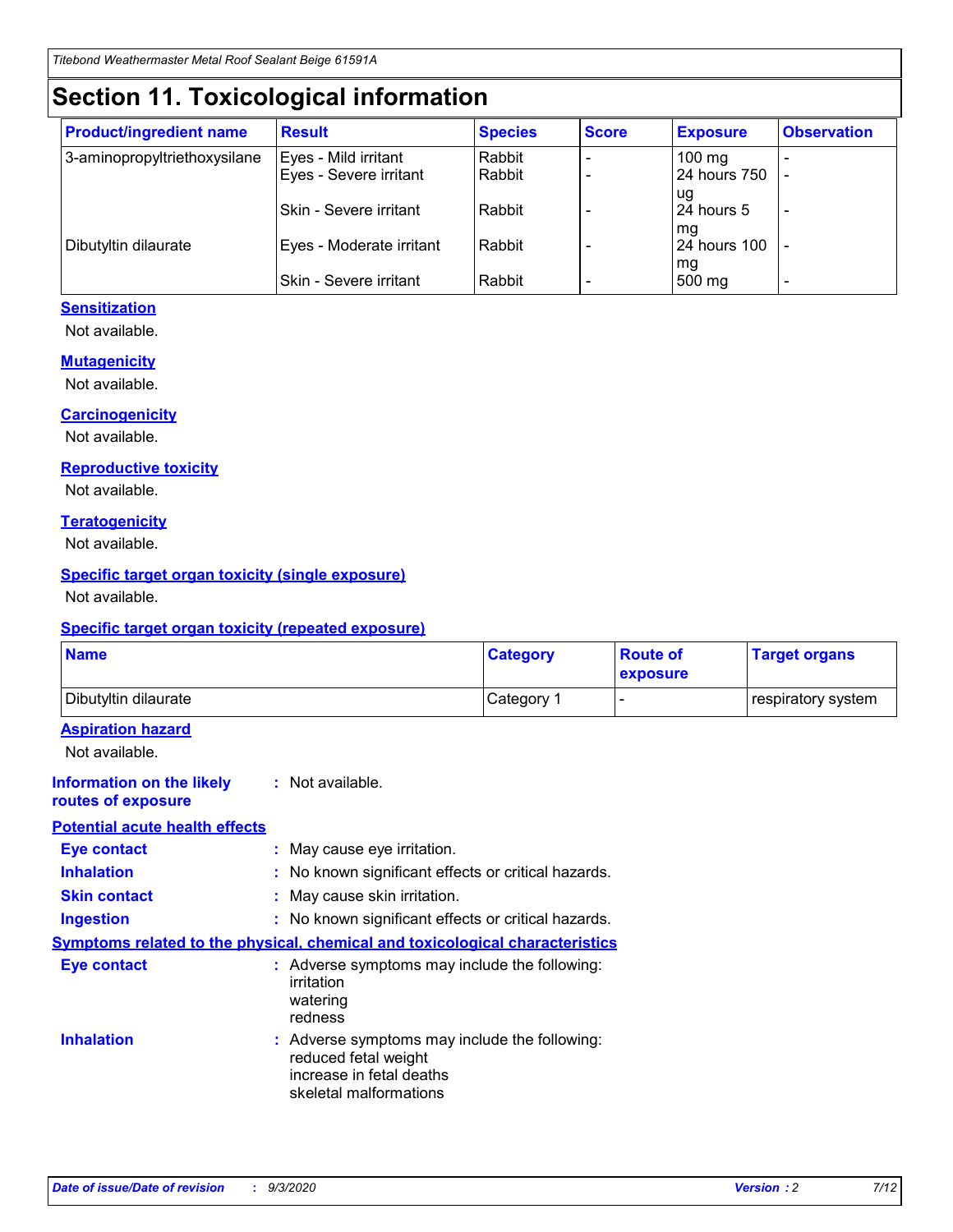# Section 11. Toxicological information

| Product/ingredient name | Result | Species | Score | Exposure | Observation |
|---|---|---|---|---|---|
| 3-aminopropyltriethoxysilane | Eyes - Mild irritant | Rabbit | - | 100 mg | - |
| | Eyes - Severe irritant | Rabbit | - | 24 hours 750 ug | - |
| | Skin - Severe irritant | Rabbit | - | 24 hours 5 mg | - |
| Dibutyltin dilaurate | Eyes - Moderate irritant | Rabbit | - | 24 hours 100 mg | - |
| | Skin - Severe irritant | Rabbit | - | 500 mg | - |

**Sensitization**

Not available.

**Mutagenicity**

Not available.

**Carcinogenicity**

Not available.

**Reproductive toxicity**

Not available.

**Teratogenicity**

Not available.

**Specific target organ toxicity (single exposure)**

Not available.

**Specific target organ toxicity (repeated exposure)**

| Name | Category | Route of exposure | Target organs |
|---|---|---|---|
| Dibutyltin dilaurate | Category 1 | - | respiratory system |

**Aspiration hazard**

Not available.

**Information on the likely routes of exposure** : Not available.

**Potential acute health effects**

**Eye contact** : May cause eye irritation.

**Inhalation** : No known significant effects or critical hazards.

**Skin contact** : May cause skin irritation.

**Ingestion** : No known significant effects or critical hazards.

**Symptoms related to the physical, chemical and toxicological characteristics**

**Eye contact** : Adverse symptoms may include the following:
irritation
watering
redness

**Inhalation** : Adverse symptoms may include the following:
reduced fetal weight
increase in fetal deaths
skeletal malformations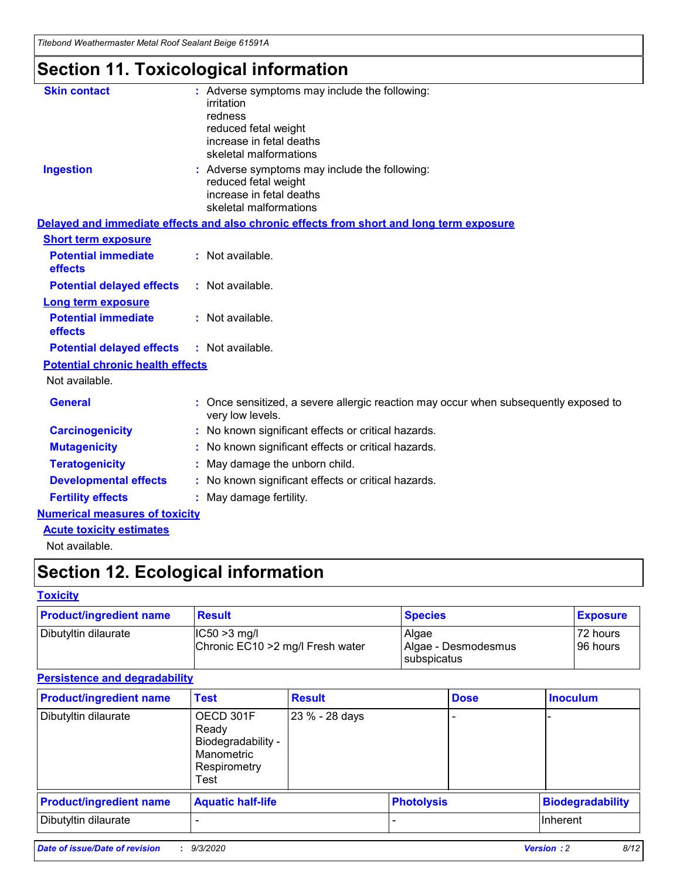# Section 11. Toxicological information

**Skin contact** : Adverse symptoms may include the following:
irritation
redness
reduced fetal weight
increase in fetal deaths
skeletal malformations

**Ingestion** : Adverse symptoms may include the following:
reduced fetal weight
increase in fetal deaths
skeletal malformations

**Delayed and immediate effects and also chronic effects from short and long term exposure**

**Short term exposure**

**Potential immediate effects** : Not available.

**Potential delayed effects** : Not available.

**Long term exposure**

**Potential immediate effects** : Not available.

**Potential delayed effects** : Not available.

**Potential chronic health effects**

Not available.

**General** : Once sensitized, a severe allergic reaction may occur when subsequently exposed to very low levels.

**Carcinogenicity** : No known significant effects or critical hazards.

**Mutagenicity** : No known significant effects or critical hazards.

**Teratogenicity** : May damage the unborn child.

**Developmental effects** : No known significant effects or critical hazards.

**Fertility effects** : May damage fertility.

**Numerical measures of toxicity**

**Acute toxicity estimates**

Not available.

# Section 12. Ecological information

**Toxicity**

| Product/ingredient name | Result | Species | Exposure |
|---|---|---|---|
| Dibutyltin dilaurate | IC50 >3 mg/l<br>Chronic EC10 >2 mg/l Fresh water | Algae<br>Algae - Desmodesmus subspicatus | 72 hours<br>96 hours |

**Persistence and degradability**

| Product/ingredient name | Test | Result | Dose | Inoculum |
|---|---|---|---|---|
| Dibutyltin dilaurate | OECD 301F Ready Biodegradability - Manometric Respirometry Test | 23 % - 28 days | - | - |

| Product/ingredient name | Aquatic half-life | Photolysis | Biodegradability |
|---|---|---|---|
| Dibutyltin dilaurate | - | - | Inherent |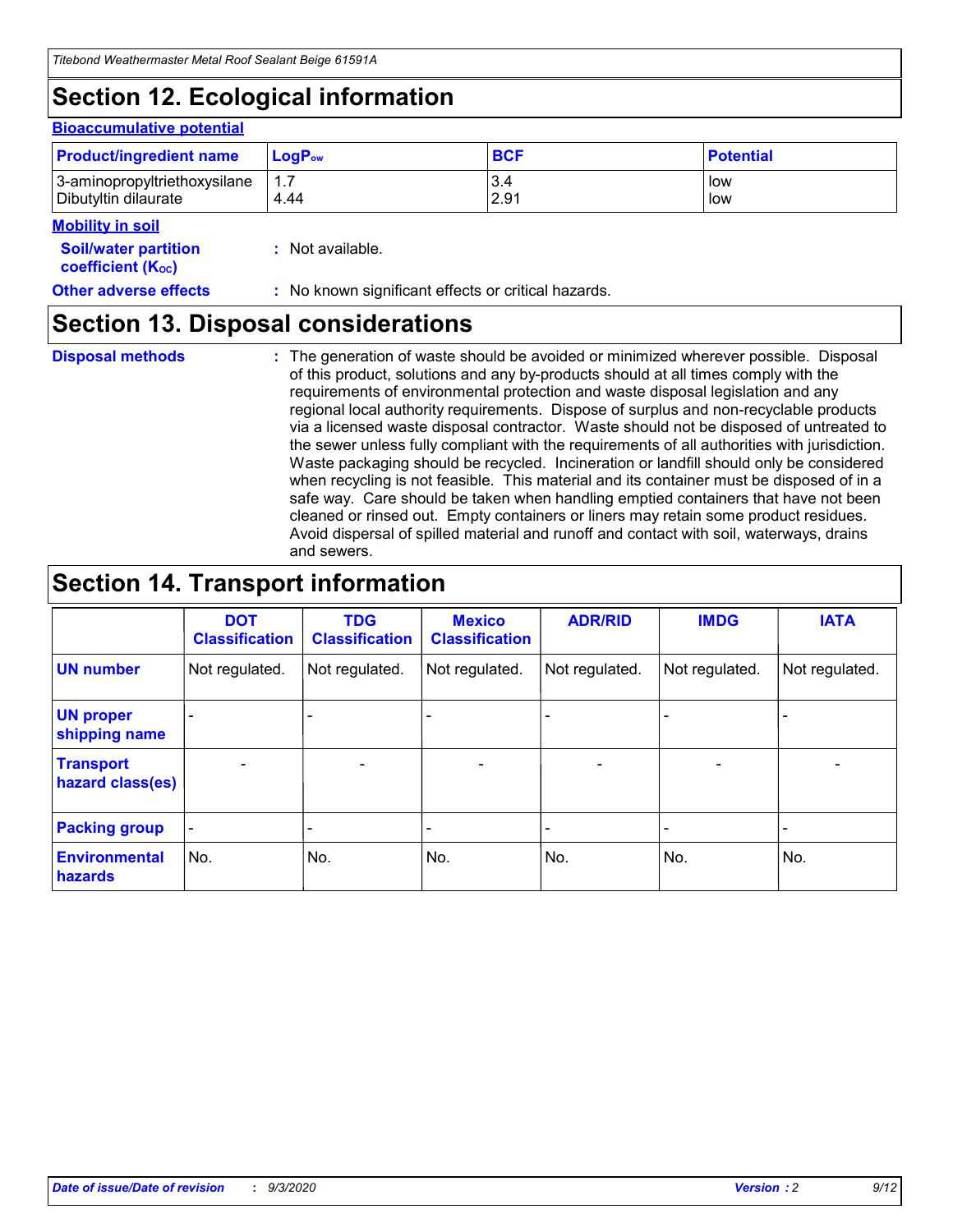# Section 12. Ecological information

### Bioaccumulative potential

| Product/ingredient name | $LogP_{ow}$ | BCF | Potential |
|---|---|---|---|
| 3-aminopropyltriethoxysilane | 1.7 | 3.4 | low |
| Dibutyltin dilaurate | 4.44 | 2.91 | low |

### Mobility in soil

**Soil/water partition coefficient ($K_{OC}$)** : Not available.

**Other adverse effects** : No known significant effects or critical hazards.

# Section 13. Disposal considerations

**Disposal methods** : The generation of waste should be avoided or minimized wherever possible. Disposal of this product, solutions and any by-products should at all times comply with the requirements of environmental protection and waste disposal legislation and any regional local authority requirements. Dispose of surplus and non-recyclable products via a licensed waste disposal contractor. Waste should not be disposed of untreated to the sewer unless fully compliant with the requirements of all authorities with jurisdiction. Waste packaging should be recycled. Incineration or landfill should only be considered when recycling is not feasible. This material and its container must be disposed of in a safe way. Care should be taken when handling emptied containers that have not been cleaned or rinsed out. Empty containers or liners may retain some product residues. Avoid dispersal of spilled material and runoff and contact with soil, waterways, drains and sewers.

# Section 14. Transport information

| | DOT Classification | TDG Classification | Mexico Classification | ADR/RID | IMDG | IATA |
|---|---|---|---|---|---|---|
| UN number | Not regulated. | Not regulated. | Not regulated. | Not regulated. | Not regulated. | Not regulated. |
| UN proper shipping name | - | - | - | - | - | - |
| Transport hazard class(es) | - | - | - | - | - | - |
| Packing group | - | - | - | - | - | - |
| Environmental hazards | No. | No. | No. | No. | No. | No. |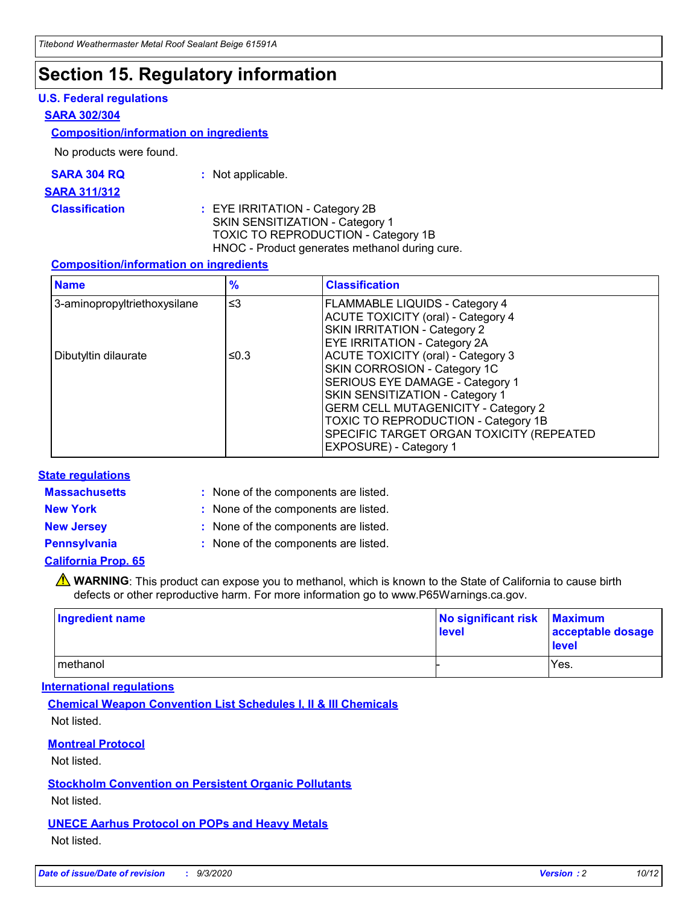# Section 15. Regulatory information

## U.S. Federal regulations

### SARA 302/304

#### Composition/information on ingredients

No products were found.

**SARA 304 RQ** : Not applicable.

### SARA 311/312

**Classification** : EYE IRRITATION - Category 2B
SKIN SENSITIZATION - Category 1
TOXIC TO REPRODUCTION - Category 1B
HNOC - Product generates methanol during cure.

#### Composition/information on ingredients

| Name | % | Classification |
| --- | --- | --- |
| 3-aminopropyltriethoxysilane | ≤3 | FLAMMABLE LIQUIDS - Category 4<br>ACUTE TOXICITY (oral) - Category 4<br>SKIN IRRITATION - Category 2<br>EYE IRRITATION - Category 2A |
| Dibutyltin dilaurate | ≤0.3 | ACUTE TOXICITY (oral) - Category 3<br>SKIN CORROSION - Category 1C<br>SERIOUS EYE DAMAGE - Category 1<br>SKIN SENSITIZATION - Category 1<br>GERM CELL MUTAGENICITY - Category 2<br>TOXIC TO REPRODUCTION - Category 1B<br>SPECIFIC TARGET ORGAN TOXICITY (REPEATED EXPOSURE) - Category 1 |

## State regulations

**Massachusetts** : None of the components are listed.

**New York** : None of the components are listed.

**New Jersey** : None of the components are listed.

**Pennsylvania** : None of the components are listed.

### California Prop. 65

⚠ **WARNING**: This product can expose you to methanol, which is known to the State of California to cause birth defects or other reproductive harm. For more information go to www.P65Warnings.ca.gov.

| Ingredient name | No significant risk level | Maximum acceptable dosage level |
| --- | --- | --- |
| methanol | - | Yes. |

## International regulations

### Chemical Weapon Convention List Schedules I, II & III Chemicals

Not listed.

### Montreal Protocol

Not listed.

### Stockholm Convention on Persistent Organic Pollutants

Not listed.

### UNECE Aarhus Protocol on POPs and Heavy Metals

Not listed.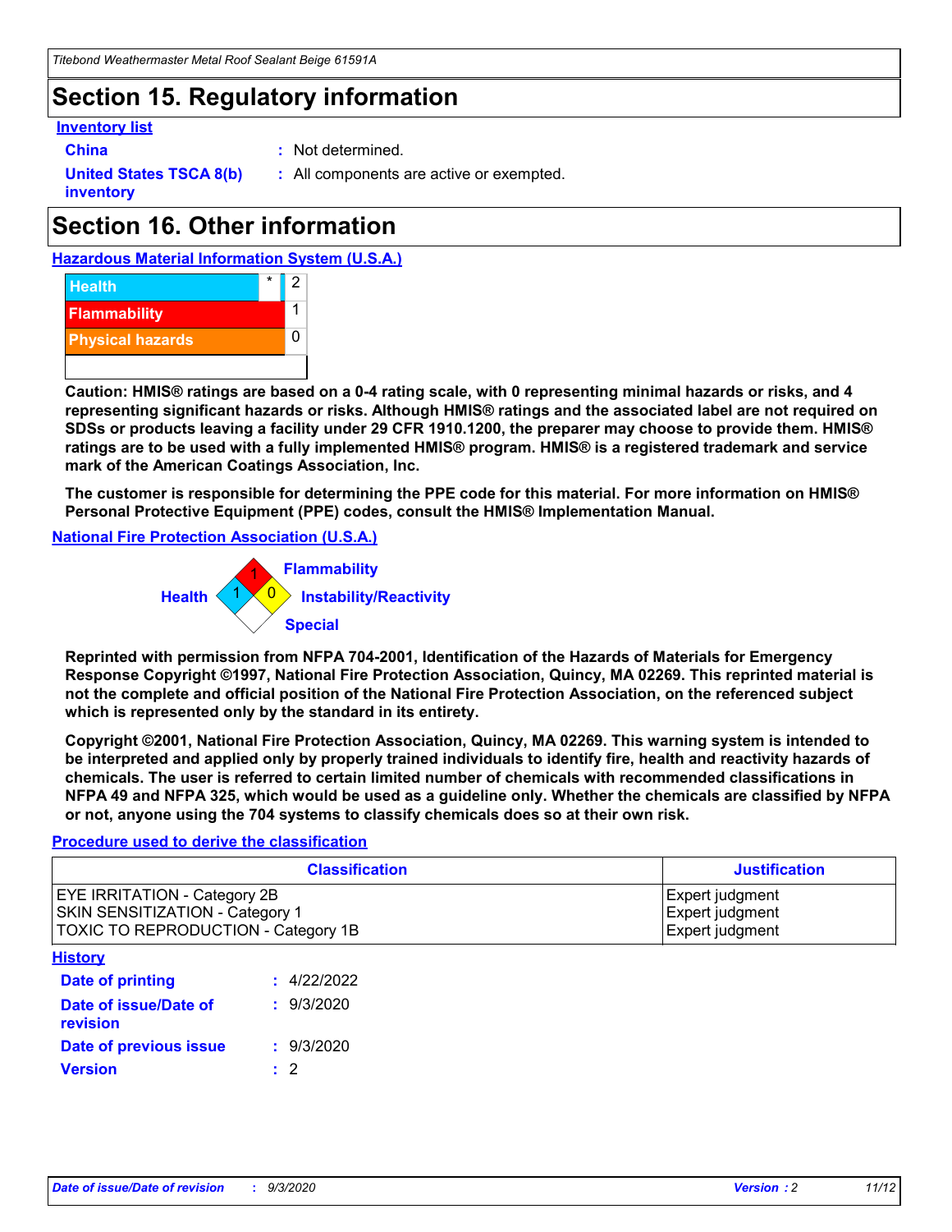# Section 15. Regulatory information

**Inventory list**

**China** : Not determined.

**United States TSCA 8(b) inventory** : All components are active or exempted.

# Section 16. Other information

**Hazardous Material Information System (U.S.A.)**

| | | |
|---|---|---|
| Health | * | 2 |
| Flammability | | 1 |
| Physical hazards | | 0 |

**Caution: HMIS® ratings are based on a 0-4 rating scale, with 0 representing minimal hazards or risks, and 4 representing significant hazards or risks. Although HMIS® ratings and the associated label are not required on SDSs or products leaving a facility under 29 CFR 1910.1200, the preparer may choose to provide them. HMIS® ratings are to be used with a fully implemented HMIS® program. HMIS® is a registered trademark and service mark of the American Coatings Association, Inc.**

**The customer is responsible for determining the PPE code for this material. For more information on HMIS® Personal Protective Equipment (PPE) codes, consult the HMIS® Implementation Manual.**

**National Fire Protection Association (U.S.A.)**

Flammability: 1
Health: 1
Instability/Reactivity: 0
Special

**Reprinted with permission from NFPA 704-2001, Identification of the Hazards of Materials for Emergency Response Copyright ©1997, National Fire Protection Association, Quincy, MA 02269. This reprinted material is not the complete and official position of the National Fire Protection Association, on the referenced subject which is represented only by the standard in its entirety.**

**Copyright ©2001, National Fire Protection Association, Quincy, MA 02269. This warning system is intended to be interpreted and applied only by properly trained individuals to identify fire, health and reactivity hazards of chemicals. The user is referred to certain limited number of chemicals with recommended classifications in NFPA 49 and NFPA 325, which would be used as a guideline only. Whether the chemicals are classified by NFPA or not, anyone using the 704 systems to classify chemicals does so at their own risk.**

**Procedure used to derive the classification**

| Classification | Justification |
|---|---|
| EYE IRRITATION - Category 2B | Expert judgment |
| SKIN SENSITIZATION - Category 1 | Expert judgment |
| TOXIC TO REPRODUCTION - Category 1B | Expert judgment |

**History**

**Date of printing** : 4/22/2022

**Date of issue/Date of revision** : 9/3/2020

**Date of previous issue** : 9/3/2020

**Version** : 2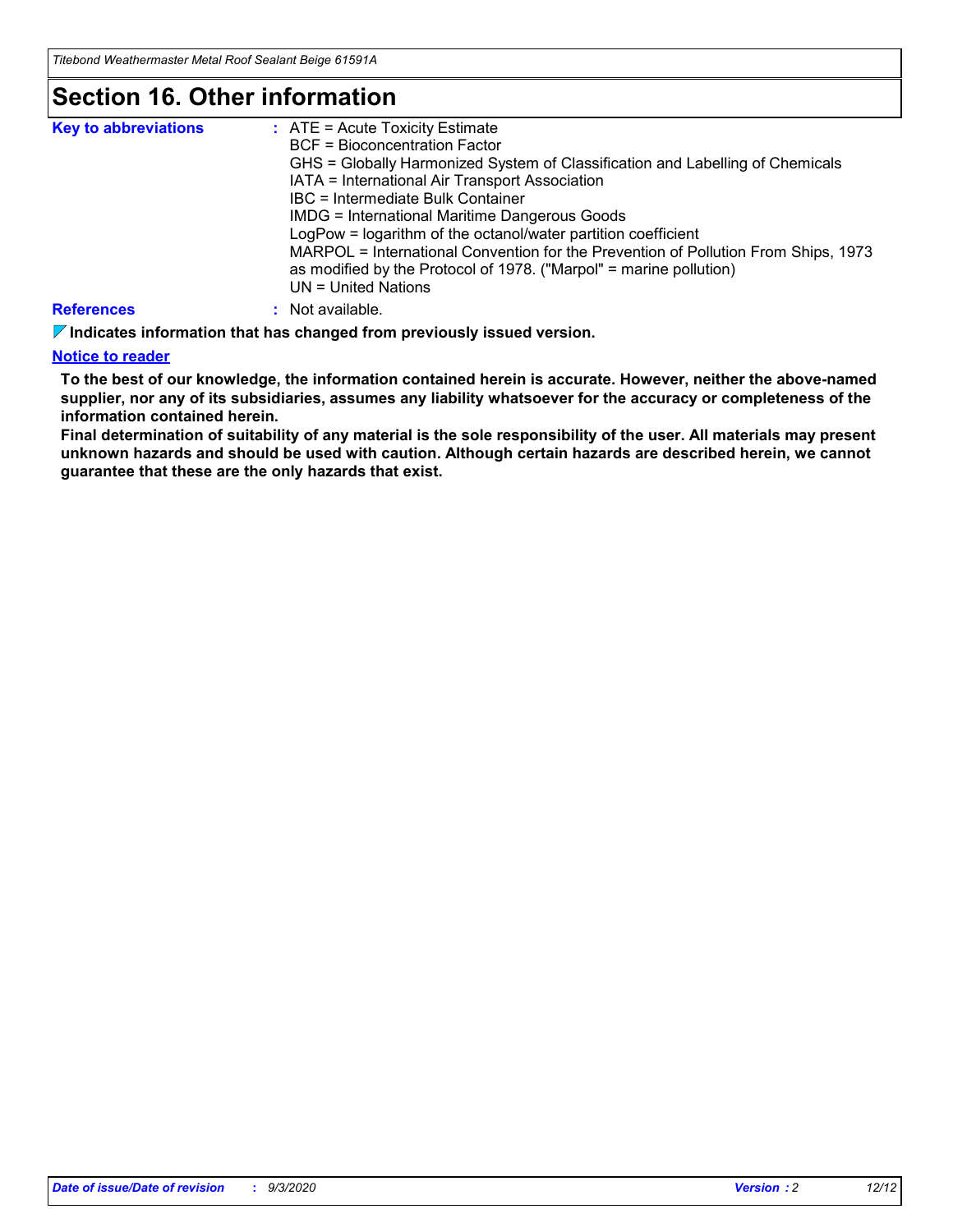## Section 16. Other information

**Key to abbreviations** : ATE = Acute Toxicity Estimate
BCF = Bioconcentration Factor
GHS = Globally Harmonized System of Classification and Labelling of Chemicals
IATA = International Air Transport Association
IBC = Intermediate Bulk Container
IMDG = International Maritime Dangerous Goods
LogPow = logarithm of the octanol/water partition coefficient
MARPOL = International Convention for the Prevention of Pollution From Ships, 1973 as modified by the Protocol of 1978. ("Marpol" = marine pollution)
UN = United Nations

**References** : Not available.

**Indicates information that has changed from previously issued version.**

**Notice to reader**

**To the best of our knowledge, the information contained herein is accurate. However, neither the above-named supplier, nor any of its subsidiaries, assumes any liability whatsoever for the accuracy or completeness of the information contained herein.**

**Final determination of suitability of any material is the sole responsibility of the user. All materials may present unknown hazards and should be used with caution. Although certain hazards are described herein, we cannot guarantee that these are the only hazards that exist.**